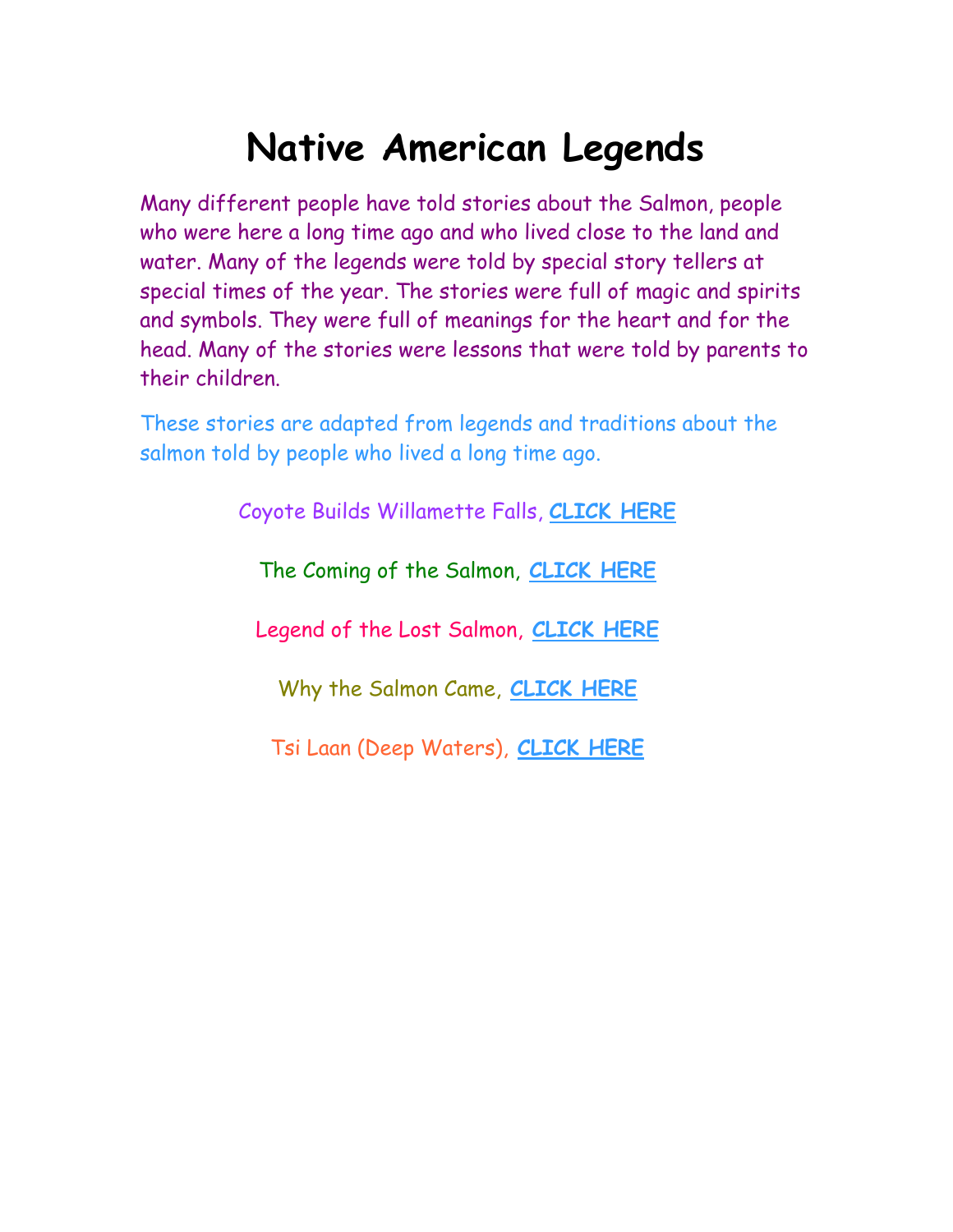# Native American Legends

Many different people have told stories about the Salmon, people who were here a long time ago and who lived close to the land and water. Many of the legends were told by special story tellers at special times of the year. The stories were full of magic and spirits and symbols. They were full of meanings for the heart and for the head. Many of the stories were lessons that were told by parents to their children.

These stories are adapted from legends and traditions about the salmon told by people who lived a long time ago.

Coyote Builds Willamette Falls, **CLICK HERE**

The Coming of the Salmon, **CLICK HERE**

Legend of the Lost Salmon, **CLICK HERE**

Why the Salmon Came, **CLICK HERE**

Tsi Laan (Deep Waters), **CLICK HERE**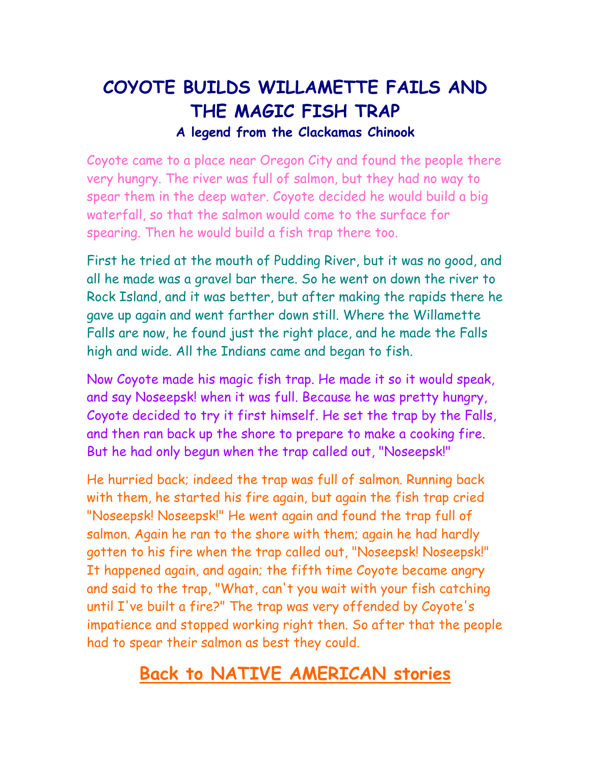# COYOTE BUILDS WILLAMETTE FAILS AND THE MAGIC FISH TRAP

### A legend from the Clackamas Chinook

Coyote came to a place near Oregon City and found the people there very hungry. The river was full of salmon, but they had no way to spear them in the deep water. Coyote decided he would build a big waterfall, so that the salmon would come to the surface for spearing. Then he would build a fish trap there too.

First he tried at the mouth of Pudding River, but it was no good, and all he made was a gravel bar there. So he went on down the river to Rock Island, and it was better, but after making the rapids there he gave up again and went farther down still. Where the Willamette Falls are now, he found just the right place, and he made the Falls high and wide. All the Indians came and began to fish.

Now Coyote made his magic fish trap. He made it so it would speak, and say Noseepsk! when it was full. Because he was pretty hungry, Coyote decided to try it first himself. He set the trap by the Falls, and then ran back up the shore to prepare to make a cooking fire. But he had only begun when the trap called out, "Noseepsk!"

He hurried back; indeed the trap was full of salmon. Running back with them, he started his fire again, but again the fish trap cried "Noseepsk! Noseepsk!" He went again and found the trap full of salmon. Again he ran to the shore with them; again he had hardly gotten to his fire when the trap called out, "Noseepsk! Noseepsk!" It happened again, and again; the fifth time Coyote became angry and said to the trap, "What, can't you wait with your fish catching until I've built a fire?" The trap was very offended by Coyote's impatience and stopped working right then. So after that the people had to spear their salmon as best they could.

**Back to NATIVE AMERICAN stories**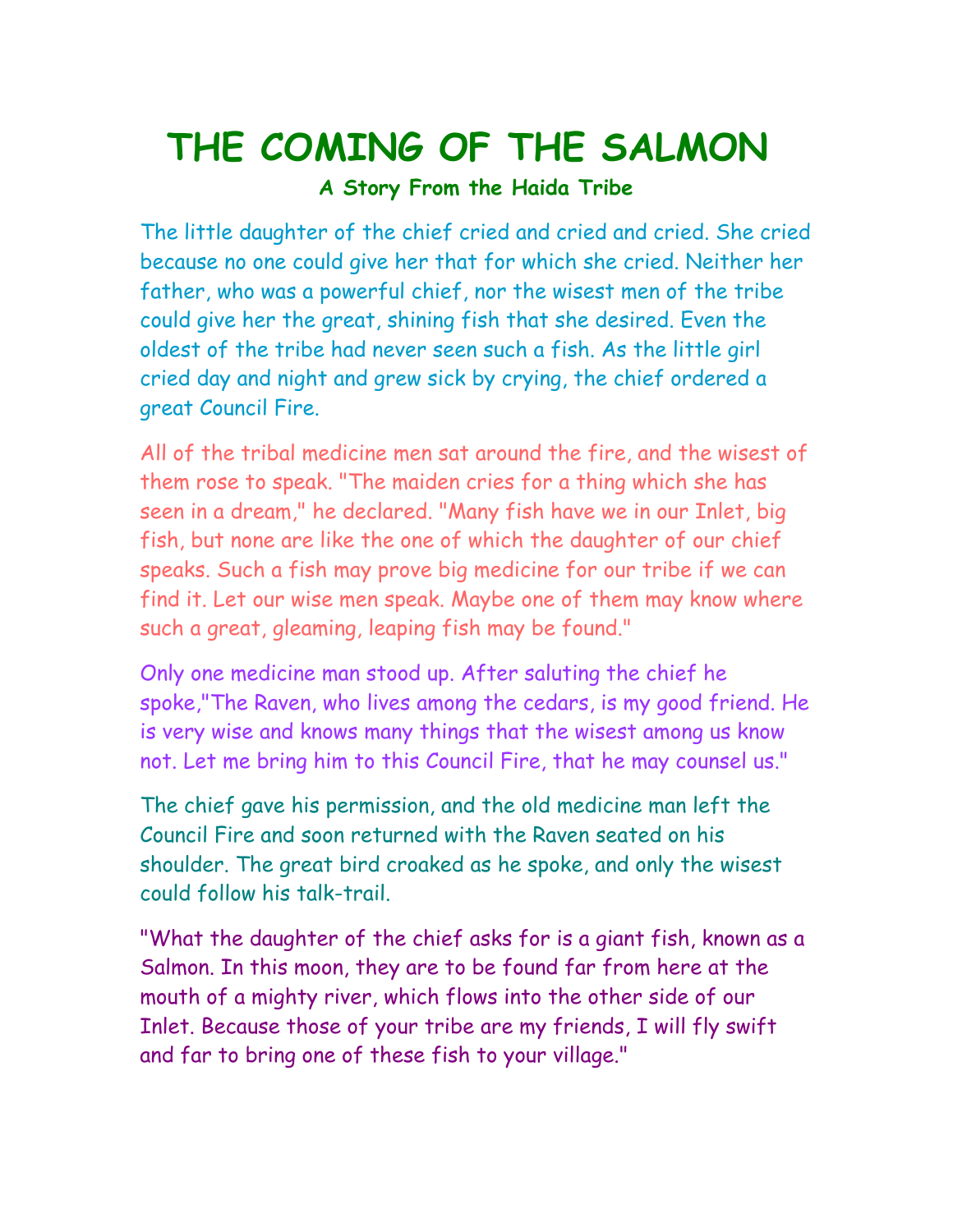# THE COMING OF THE SALMON

### A Story From the Haida Tribe

The little daughter of the chief cried and cried and cried. She cried because no one could give her that for which she cried. Neither her father, who was a powerful chief, nor the wisest men of the tribe could give her the great, shining fish that she desired. Even the oldest of the tribe had never seen such a fish. As the little girl cried day and night and grew sick by crying, the chief ordered a great Council Fire.

All of the tribal medicine men sat around the fire, and the wisest of them rose to speak. "The maiden cries for a thing which she has seen in a dream," he declared. "Many fish have we in our Inlet, big fish, but none are like the one of which the daughter of our chief speaks. Such a fish may prove big medicine for our tribe if we can find it. Let our wise men speak. Maybe one of them may know where such a great, gleaming, leaping fish may be found."

Only one medicine man stood up. After saluting the chief he spoke,"The Raven, who lives among the cedars, is my good friend. He is very wise and knows many things that the wisest among us know not. Let me bring him to this Council Fire, that he may counsel us."

The chief gave his permission, and the old medicine man left the Council Fire and soon returned with the Raven seated on his shoulder. The great bird croaked as he spoke, and only the wisest could follow his talk-trail.

"What the daughter of the chief asks for is a giant fish, known as a Salmon. In this moon, they are to be found far from here at the mouth of a mighty river, which flows into the other side of our Inlet. Because those of your tribe are my friends, I will fly swift and far to bring one of these fish to your village."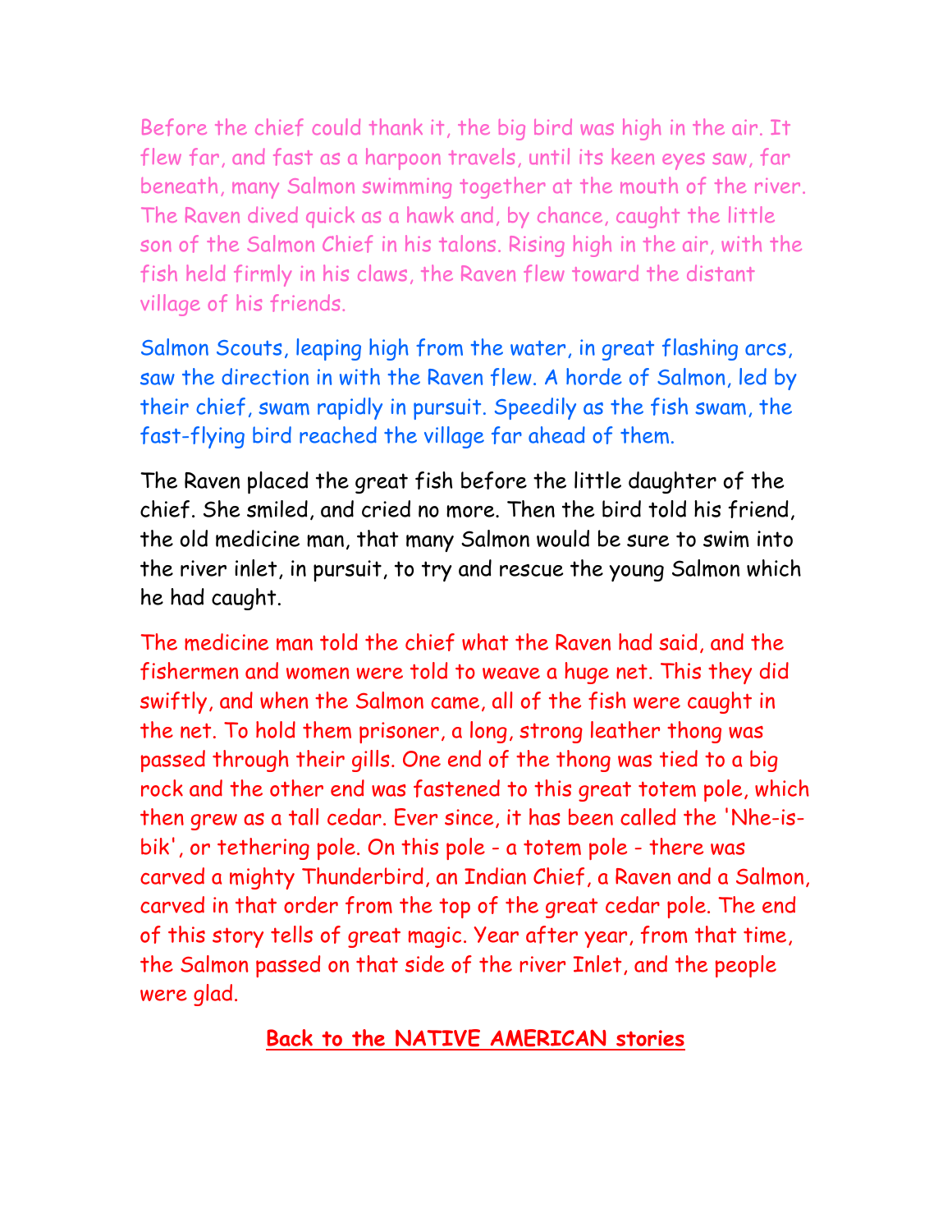Before the chief could thank it, the big bird was high in the air. It flew far, and fast as a harpoon travels, until its keen eyes saw, far beneath, many Salmon swimming together at the mouth of the river. The Raven dived quick as a hawk and, by chance, caught the little son of the Salmon Chief in his talons. Rising high in the air, with the fish held firmly in his claws, the Raven flew toward the distant village of his friends.

Salmon Scouts, leaping high from the water, in great flashing arcs, saw the direction in with the Raven flew. A horde of Salmon, led by their chief, swam rapidly in pursuit. Speedily as the fish swam, the fast-flying bird reached the village far ahead of them.

The Raven placed the great fish before the little daughter of the chief. She smiled, and cried no more. Then the bird told his friend, the old medicine man, that many Salmon would be sure to swim into the river inlet, in pursuit, to try and rescue the young Salmon which he had caught.

The medicine man told the chief what the Raven had said, and the fishermen and women were told to weave a huge net. This they did swiftly, and when the Salmon came, all of the fish were caught in the net. To hold them prisoner, a long, strong leather thong was passed through their gills. One end of the thong was tied to a big rock and the other end was fastened to this great totem pole, which then grew as a tall cedar. Ever since, it has been called the 'Nhe-is-bik', or tethering pole. On this pole - a totem pole - there was carved a mighty Thunderbird, an Indian Chief, a Raven and a Salmon, carved in that order from the top of the great cedar pole. The end of this story tells of great magic. Year after year, from that time, the Salmon passed on that side of the river Inlet, and the people were glad.

**Back to the NATIVE AMERICAN stories**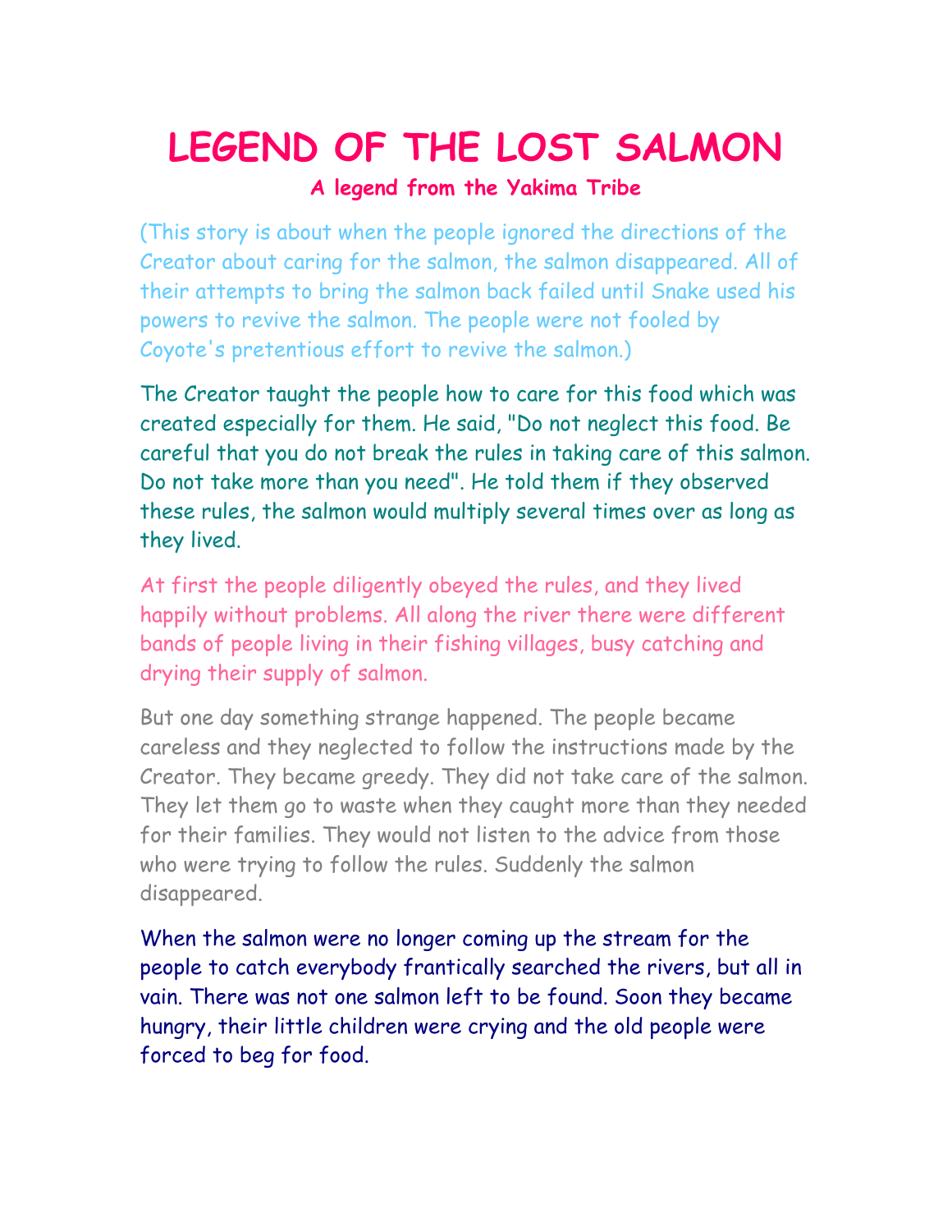# LEGEND OF THE LOST SALMON

**A legend from the Yakima Tribe**

(This story is about when the people ignored the directions of the Creator about caring for the salmon, the salmon disappeared. All of their attempts to bring the salmon back failed until Snake used his powers to revive the salmon. The people were not fooled by Coyote's pretentious effort to revive the salmon.)

The Creator taught the people how to care for this food which was created especially for them. He said, "Do not neglect this food. Be careful that you do not break the rules in taking care of this salmon. Do not take more than you need". He told them if they observed these rules, the salmon would multiply several times over as long as they lived.

At first the people diligently obeyed the rules, and they lived happily without problems. All along the river there were different bands of people living in their fishing villages, busy catching and drying their supply of salmon.

But one day something strange happened. The people became careless and they neglected to follow the instructions made by the Creator. They became greedy. They did not take care of the salmon. They let them go to waste when they caught more than they needed for their families. They would not listen to the advice from those who were trying to follow the rules. Suddenly the salmon disappeared.

When the salmon were no longer coming up the stream for the people to catch everybody frantically searched the rivers, but all in vain. There was not one salmon left to be found. Soon they became hungry, their little children were crying and the old people were forced to beg for food.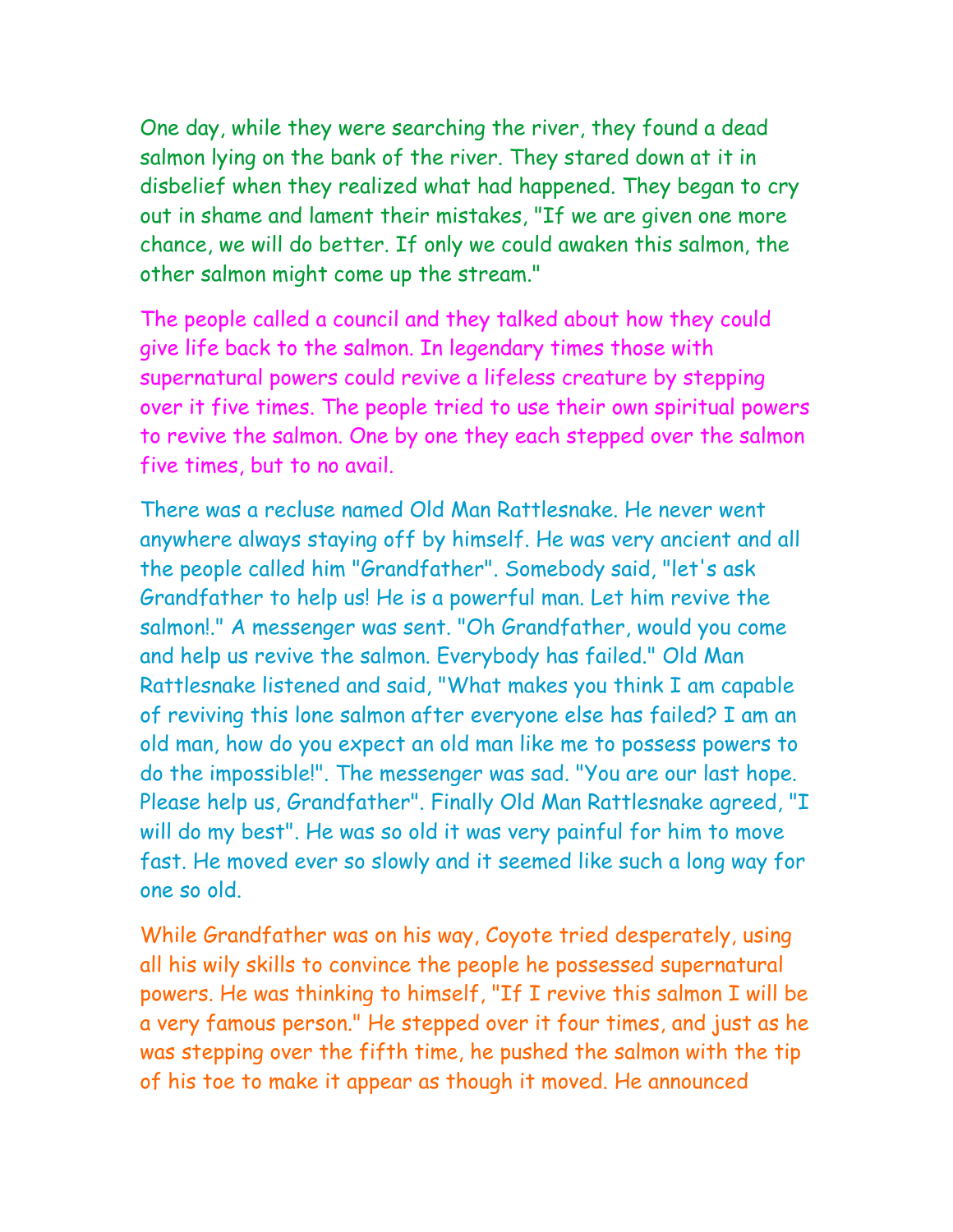One day, while they were searching the river, they found a dead salmon lying on the bank of the river. They stared down at it in disbelief when they realized what had happened. They began to cry out in shame and lament their mistakes, "If we are given one more chance, we will do better. If only we could awaken this salmon, the other salmon might come up the stream."

The people called a council and they talked about how they could give life back to the salmon. In legendary times those with supernatural powers could revive a lifeless creature by stepping over it five times. The people tried to use their own spiritual powers to revive the salmon. One by one they each stepped over the salmon five times, but to no avail.

There was a recluse named Old Man Rattlesnake. He never went anywhere always staying off by himself. He was very ancient and all the people called him "Grandfather". Somebody said, "let's ask Grandfather to help us! He is a powerful man. Let him revive the salmon!." A messenger was sent. "Oh Grandfather, would you come and help us revive the salmon. Everybody has failed." Old Man Rattlesnake listened and said, "What makes you think I am capable of reviving this lone salmon after everyone else has failed? I am an old man, how do you expect an old man like me to possess powers to do the impossible!". The messenger was sad. "You are our last hope. Please help us, Grandfather". Finally Old Man Rattlesnake agreed, "I will do my best". He was so old it was very painful for him to move fast. He moved ever so slowly and it seemed like such a long way for one so old.

While Grandfather was on his way, Coyote tried desperately, using all his wily skills to convince the people he possessed supernatural powers. He was thinking to himself, "If I revive this salmon I will be a very famous person." He stepped over it four times, and just as he was stepping over the fifth time, he pushed the salmon with the tip of his toe to make it appear as though it moved. He announced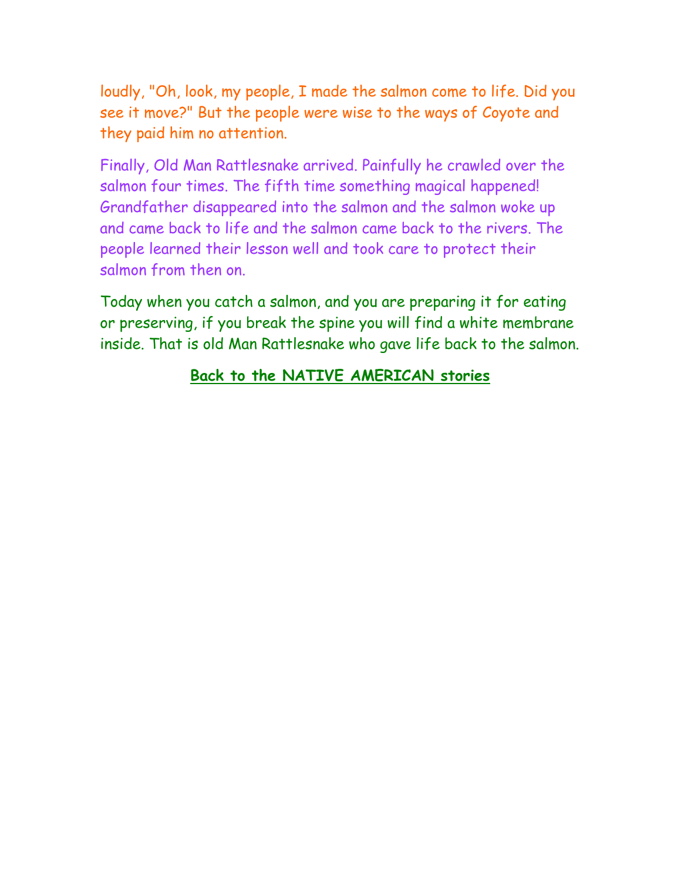loudly, "Oh, look, my people, I made the salmon come to life. Did you see it move?" But the people were wise to the ways of Coyote and they paid him no attention.

Finally, Old Man Rattlesnake arrived. Painfully he crawled over the salmon four times. The fifth time something magical happened! Grandfather disappeared into the salmon and the salmon woke up and came back to life and the salmon came back to the rivers. The people learned their lesson well and took care to protect their salmon from then on.

Today when you catch a salmon, and you are preparing it for eating or preserving, if you break the spine you will find a white membrane inside. That is old Man Rattlesnake who gave life back to the salmon.

**Back to the NATIVE AMERICAN stories**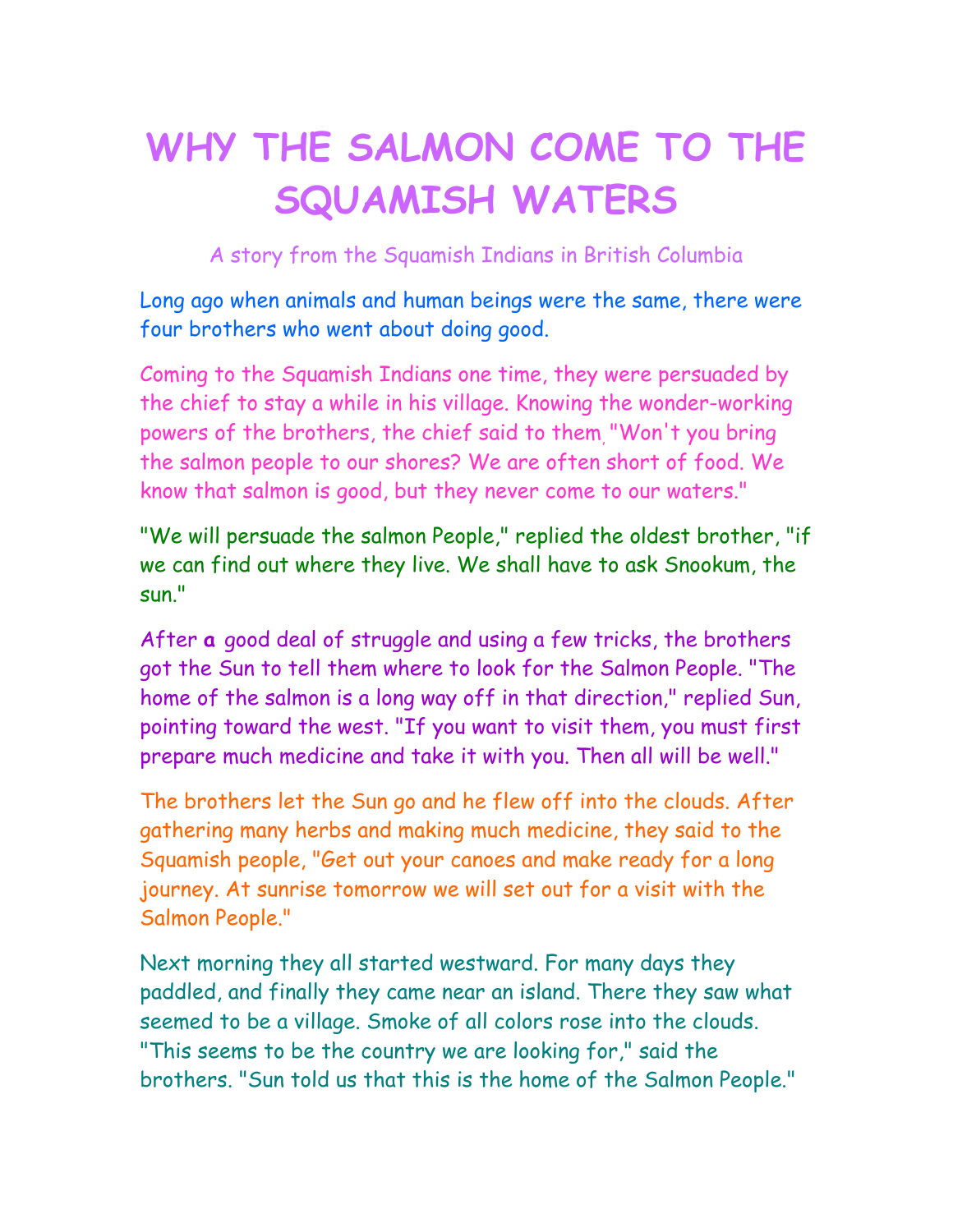# WHY THE SALMON COME TO THE SQUAMISH WATERS

A story from the Squamish Indians in British Columbia

Long ago when animals and human beings were the same, there were four brothers who went about doing good.

Coming to the Squamish Indians one time, they were persuaded by the chief to stay a while in his village. Knowing the wonder-working powers of the brothers, the chief said to them, "Won't you bring the salmon people to our shores? We are often short of food. We know that salmon is good, but they never come to our waters."

"We will persuade the salmon People," replied the oldest brother, "if we can find out where they live. We shall have to ask Snookum, the sun."

After a good deal of struggle and using a few tricks, the brothers got the Sun to tell them where to look for the Salmon People. "The home of the salmon is a long way off in that direction," replied Sun, pointing toward the west. "If you want to visit them, you must first prepare much medicine and take it with you. Then all will be well."

The brothers let the Sun go and he flew off into the clouds. After gathering many herbs and making much medicine, they said to the Squamish people, "Get out your canoes and make ready for a long journey. At sunrise tomorrow we will set out for a visit with the Salmon People."

Next morning they all started westward. For many days they paddled, and finally they came near an island. There they saw what seemed to be a village. Smoke of all colors rose into the clouds. "This seems to be the country we are looking for," said the brothers. "Sun told us that this is the home of the Salmon People."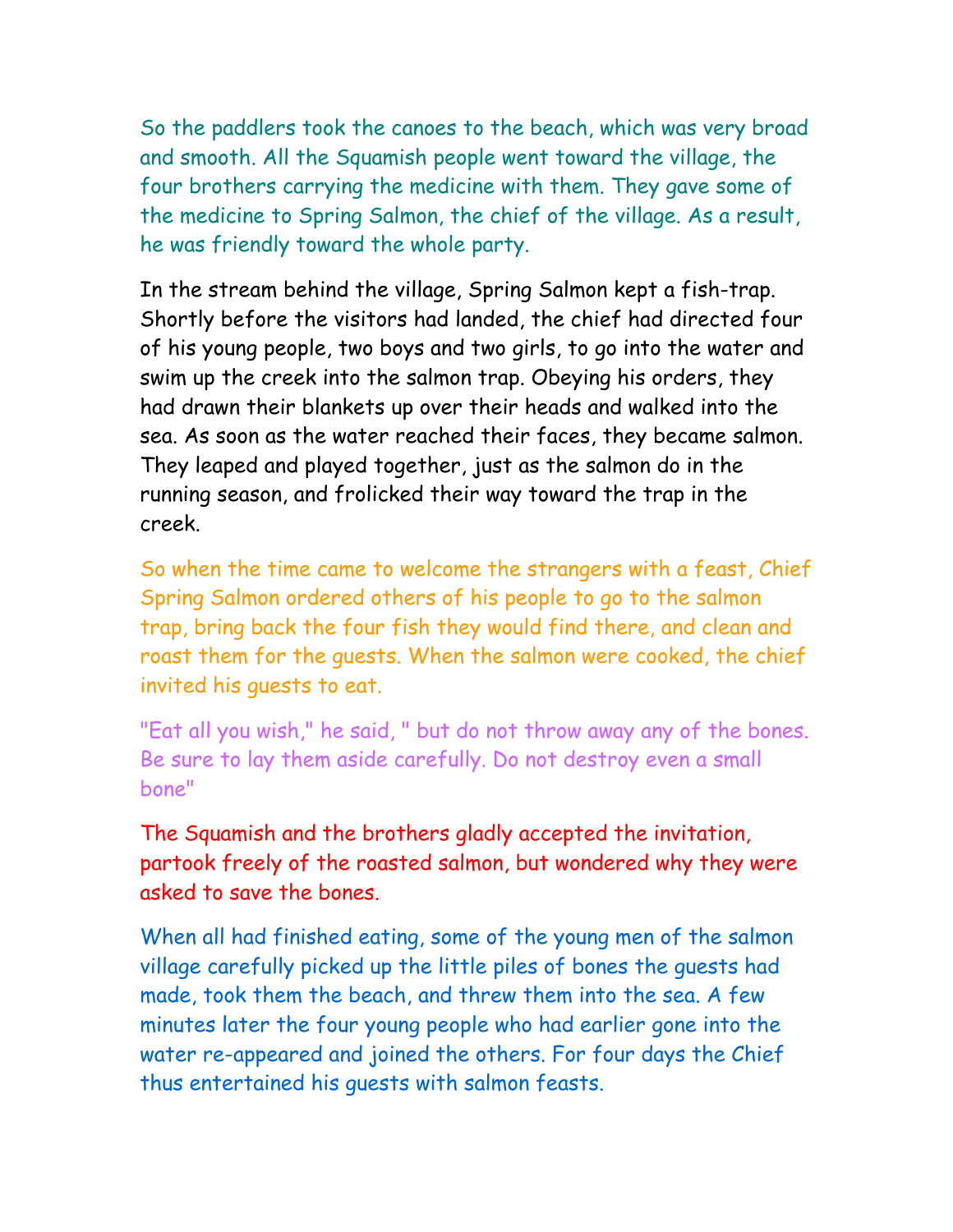So the paddlers took the canoes to the beach, which was very broad and smooth. All the Squamish people went toward the village, the four brothers carrying the medicine with them. They gave some of the medicine to Spring Salmon, the chief of the village. As a result, he was friendly toward the whole party.

In the stream behind the village, Spring Salmon kept a fish-trap. Shortly before the visitors had landed, the chief had directed four of his young people, two boys and two girls, to go into the water and swim up the creek into the salmon trap. Obeying his orders, they had drawn their blankets up over their heads and walked into the sea. As soon as the water reached their faces, they became salmon. They leaped and played together, just as the salmon do in the running season, and frolicked their way toward the trap in the creek.

So when the time came to welcome the strangers with a feast, Chief Spring Salmon ordered others of his people to go to the salmon trap, bring back the four fish they would find there, and clean and roast them for the guests. When the salmon were cooked, the chief invited his guests to eat.

"Eat all you wish," he said, " but do not throw away any of the bones. Be sure to lay them aside carefully. Do not destroy even a small bone"

The Squamish and the brothers gladly accepted the invitation, partook freely of the roasted salmon, but wondered why they were asked to save the bones.

When all had finished eating, some of the young men of the salmon village carefully picked up the little piles of bones the guests had made, took them the beach, and threw them into the sea. A few minutes later the four young people who had earlier gone into the water re-appeared and joined the others. For four days the Chief thus entertained his guests with salmon feasts.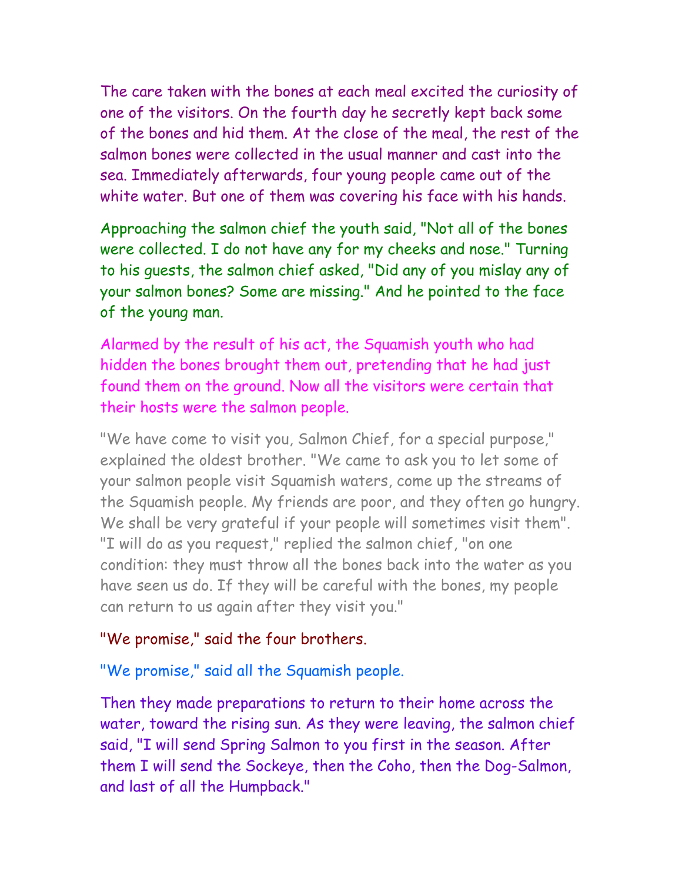The care taken with the bones at each meal excited the curiosity of one of the visitors. On the fourth day he secretly kept back some of the bones and hid them. At the close of the meal, the rest of the salmon bones were collected in the usual manner and cast into the sea. Immediately afterwards, four young people came out of the white water. But one of them was covering his face with his hands.

Approaching the salmon chief the youth said, "Not all of the bones were collected. I do not have any for my cheeks and nose." Turning to his guests, the salmon chief asked, "Did any of you mislay any of your salmon bones? Some are missing." And he pointed to the face of the young man.

Alarmed by the result of his act, the Squamish youth who had hidden the bones brought them out, pretending that he had just found them on the ground. Now all the visitors were certain that their hosts were the salmon people.

"We have come to visit you, Salmon Chief, for a special purpose," explained the oldest brother. "We came to ask you to let some of your salmon people visit Squamish waters, come up the streams of the Squamish people. My friends are poor, and they often go hungry. We shall be very grateful if your people will sometimes visit them". "I will do as you request," replied the salmon chief, "on one condition: they must throw all the bones back into the water as you have seen us do. If they will be careful with the bones, my people can return to us again after they visit you."

"We promise," said the four brothers.

"We promise," said all the Squamish people.

Then they made preparations to return to their home across the water, toward the rising sun. As they were leaving, the salmon chief said, "I will send Spring Salmon to you first in the season. After them I will send the Sockeye, then the Coho, then the Dog-Salmon, and last of all the Humpback."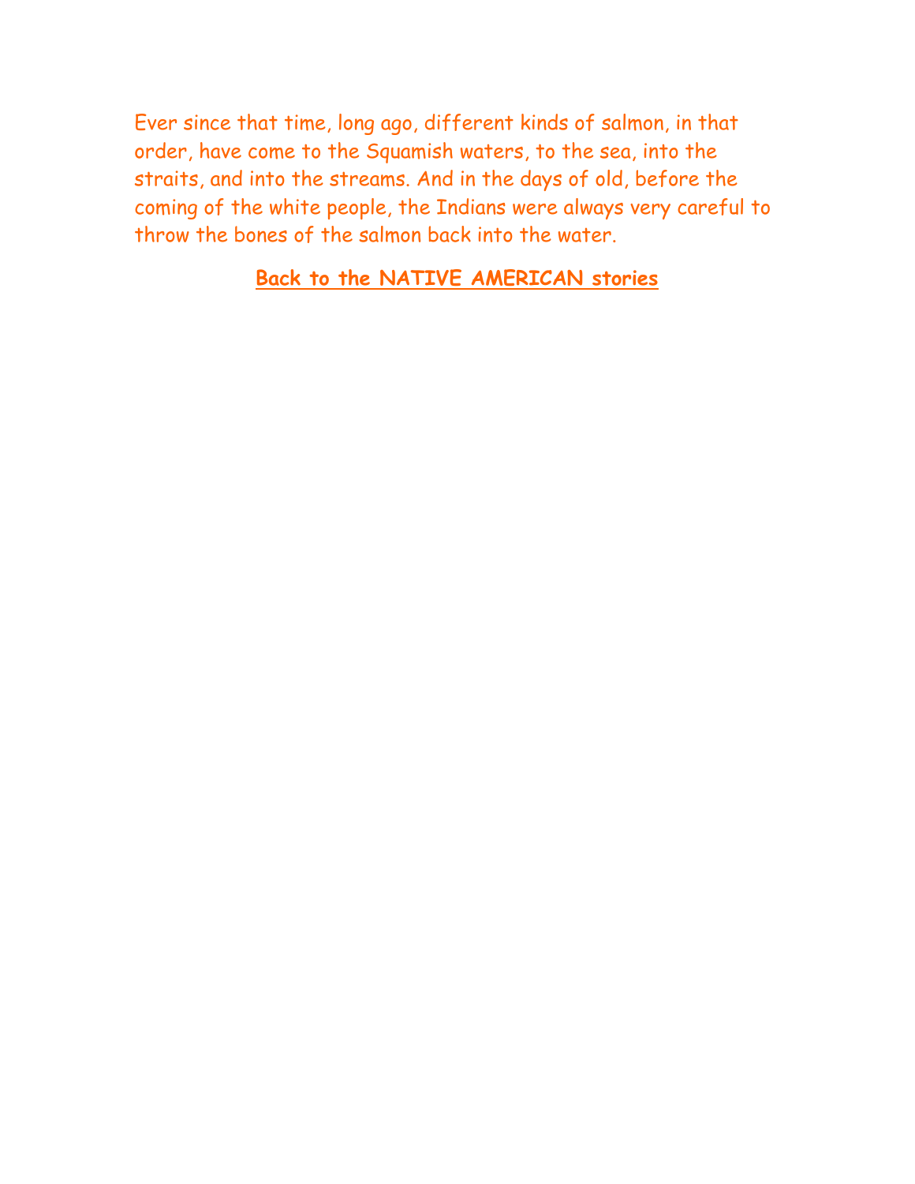Ever since that time, long ago, different kinds of salmon, in that order, have come to the Squamish waters, to the sea, into the straits, and into the streams. And in the days of old, before the coming of the white people, the Indians were always very careful to throw the bones of the salmon back into the water.

**Back to the NATIVE AMERICAN stories**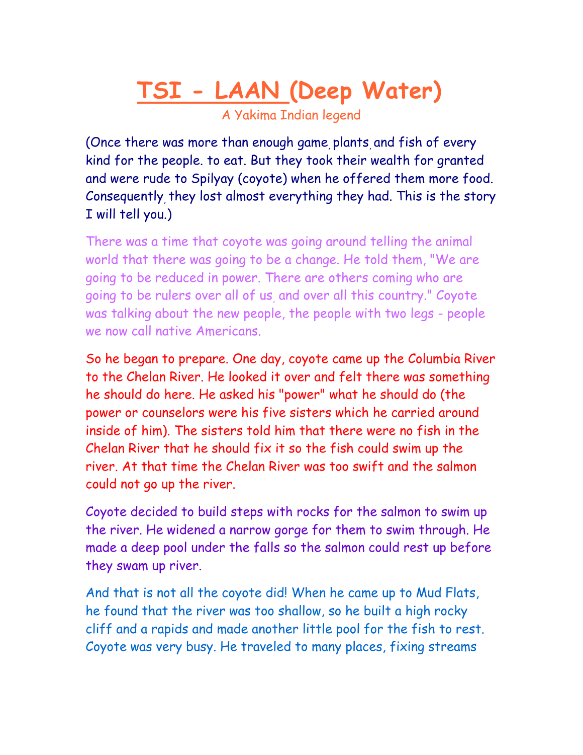# TSI - LAAN (Deep Water)

A Yakima Indian legend

(Once there was more than enough game, plants, and fish of every kind for the people. to eat. But they took their wealth for granted and were rude to Spilyay (coyote) when he offered them more food. Consequently, they lost almost everything they had. This is the story I will tell you.)

There was a time that coyote was going around telling the animal world that there was going to be a change. He told them, "We are going to be reduced in power. There are others coming who are going to be rulers over all of us, and over all this country." Coyote was talking about the new people, the people with two legs - people we now call native Americans.

So he began to prepare. One day, coyote came up the Columbia River to the Chelan River. He looked it over and felt there was something he should do here. He asked his "power" what he should do (the power or counselors were his five sisters which he carried around inside of him). The sisters told him that there were no fish in the Chelan River that he should fix it so the fish could swim up the river. At that time the Chelan River was too swift and the salmon could not go up the river.

Coyote decided to build steps with rocks for the salmon to swim up the river. He widened a narrow gorge for them to swim through. He made a deep pool under the falls so the salmon could rest up before they swam up river.

And that is not all the coyote did! When he came up to Mud Flats, he found that the river was too shallow, so he built a high rocky cliff and a rapids and made another little pool for the fish to rest. Coyote was very busy. He traveled to many places, fixing streams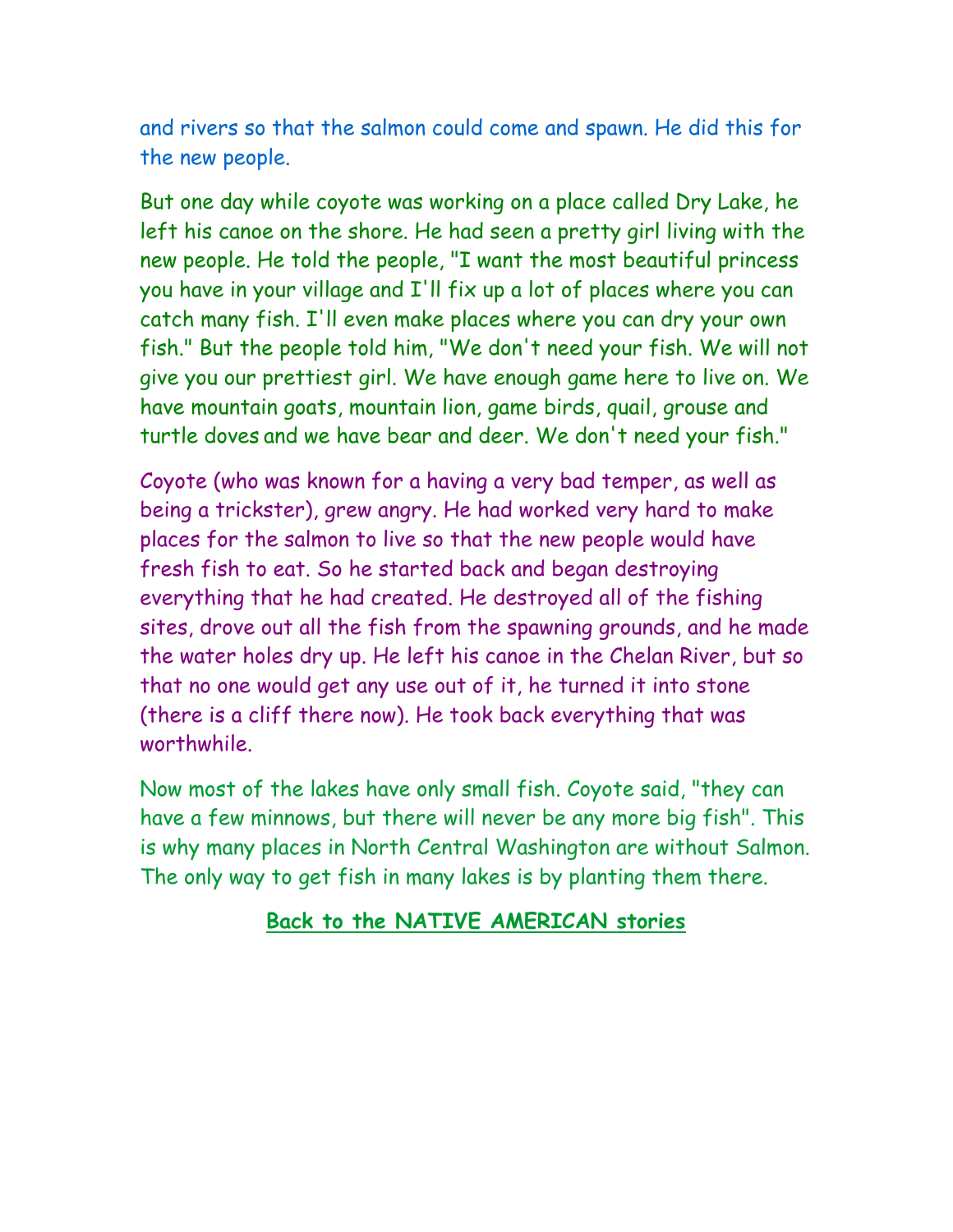and rivers so that the salmon could come and spawn. He did this for the new people.

But one day while coyote was working on a place called Dry Lake, he left his canoe on the shore. He had seen a pretty girl living with the new people. He told the people, "I want the most beautiful princess you have in your village and I'll fix up a lot of places where you can catch many fish. I'll even make places where you can dry your own fish." But the people told him, "We don't need your fish. We will not give you our prettiest girl. We have enough game here to live on. We have mountain goats, mountain lion, game birds, quail, grouse and turtle doves and we have bear and deer. We don't need your fish."

Coyote (who was known for a having a very bad temper, as well as being a trickster), grew angry. He had worked very hard to make places for the salmon to live so that the new people would have fresh fish to eat. So he started back and began destroying everything that he had created. He destroyed all of the fishing sites, drove out all the fish from the spawning grounds, and he made the water holes dry up. He left his canoe in the Chelan River, but so that no one would get any use out of it, he turned it into stone (there is a cliff there now). He took back everything that was worthwhile.

Now most of the lakes have only small fish. Coyote said, "they can have a few minnows, but there will never be any more big fish". This is why many places in North Central Washington are without Salmon. The only way to get fish in many lakes is by planting them there.

**Back to the NATIVE AMERICAN stories**